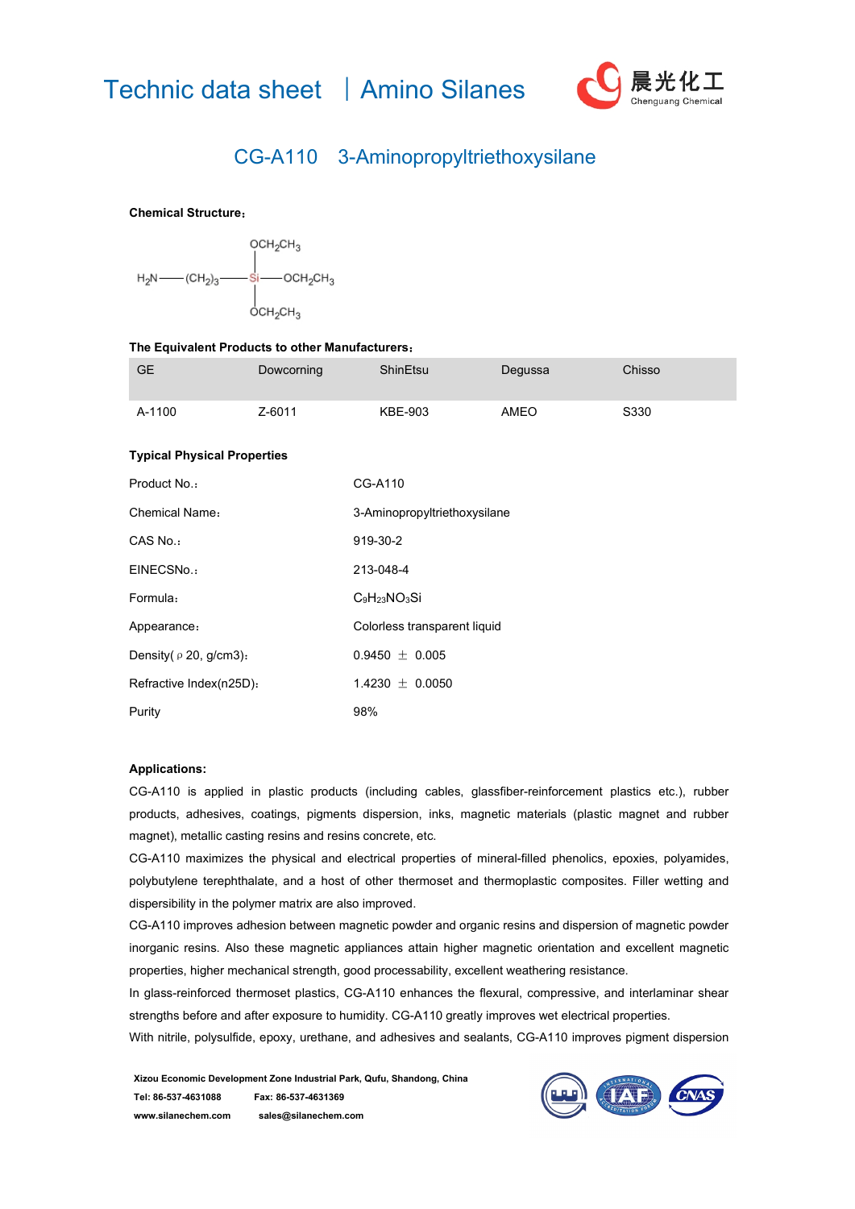# Technic data sheet | Amino Silanes

晨光化工
Chenguang Chemical

## CG-A110 3-Aminopropyltriethoxysilane

**Chemical Structure:**

$$H_2N—(CH_2)_3—Si(OCH_2CH_3)_3$$

**The Equivalent Products to other Manufacturers:**

| GE | Dowcorning | ShinEtsu | Degussa | Chisso |
|---|---|---|---|---|
| A-1100 | Z-6011 | KBE-903 | AMEO | S330 |

**Typical Physical Properties**

| | |
|---|---|
| Product No.: | CG-A110 |
| Chemical Name: | 3-Aminopropyltriethoxysilane |
| CAS No.: | 919-30-2 |
| EINECSNo.: | 213-048-4 |
| Formula: | $C_9H_{23}NO_3Si$ |
| Appearance: | Colorless transparent liquid |
| Density( ρ 20, g/cm3): | 0.9450 ± 0.005 |
| Refractive Index(n25D): | 1.4230 ± 0.0050 |
| Purity | 98% |

**Applications:**

CG-A110 is applied in plastic products (including cables, glassfiber-reinforcement plastics etc.), rubber products, adhesives, coatings, pigments dispersion, inks, magnetic materials (plastic magnet and rubber magnet), metallic casting resins and resins concrete, etc.

CG-A110 maximizes the physical and electrical properties of mineral-filled phenolics, epoxies, polyamides, polybutylene terephthalate, and a host of other thermoset and thermoplastic composites. Filler wetting and dispersibility in the polymer matrix are also improved.

CG-A110 improves adhesion between magnetic powder and organic resins and dispersion of magnetic powder inorganic resins. Also these magnetic appliances attain higher magnetic orientation and excellent magnetic properties, higher mechanical strength, good processability, excellent weathering resistance.

In glass-reinforced thermoset plastics, CG-A110 enhances the flexural, compressive, and interlaminar shear strengths before and after exposure to humidity. CG-A110 greatly improves wet electrical properties.

With nitrile, polysulfide, epoxy, urethane, and adhesives and sealants, CG-A110 improves pigment dispersion

**Xizou Economic Development Zone Industrial Park, Qufu, Shandong, China**
**Tel: 86-537-4631088** **Fax: 86-537-4631369**
**www.silanechem.com** **sales@silanechem.com**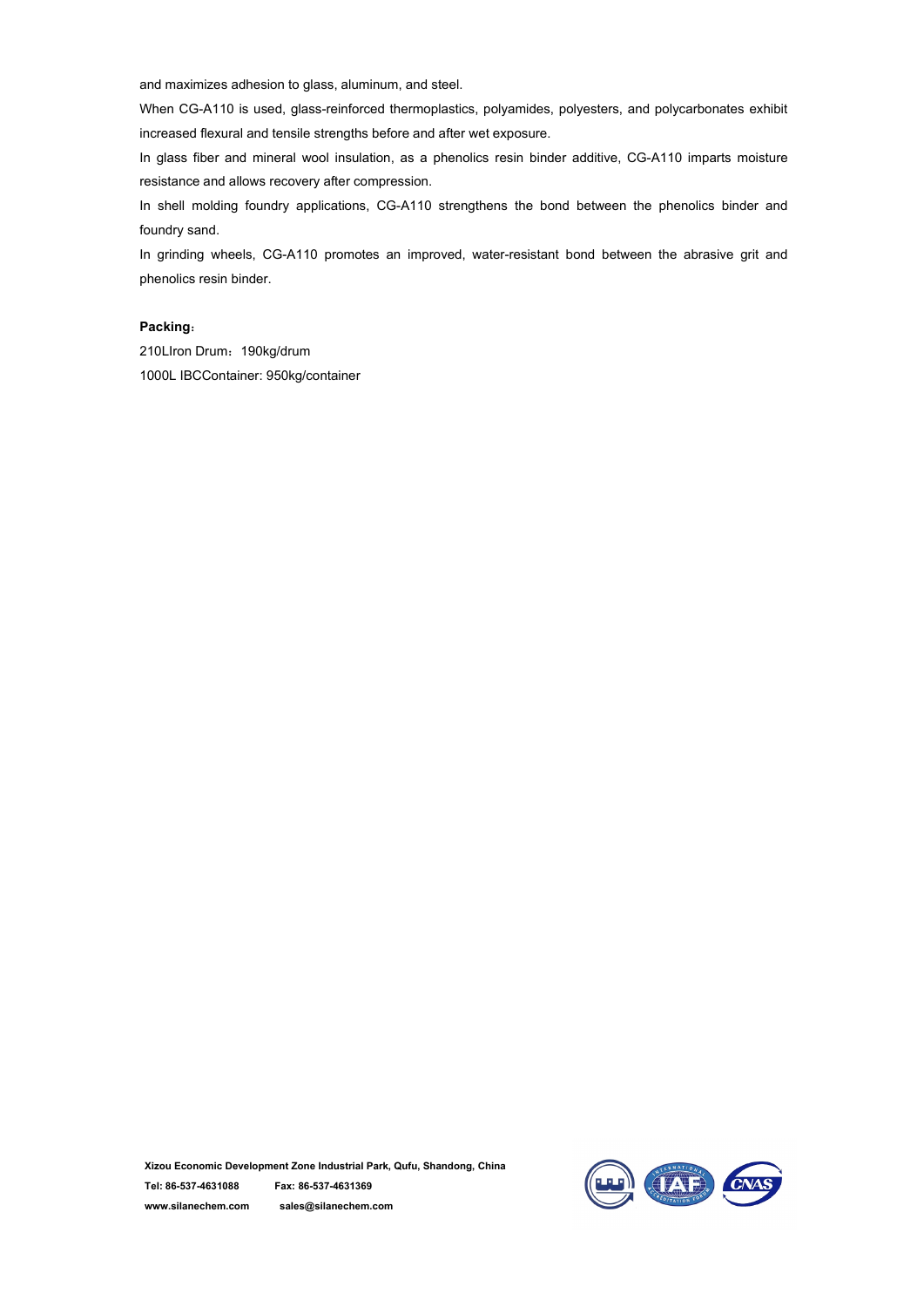and maximizes adhesion to glass, aluminum, and steel.

When CG-A110 is used, glass-reinforced thermoplastics, polyamides, polyesters, and polycarbonates exhibit increased flexural and tensile strengths before and after wet exposure.

In glass fiber and mineral wool insulation, as a phenolics resin binder additive, CG-A110 imparts moisture resistance and allows recovery after compression.

In shell molding foundry applications, CG-A110 strengthens the bond between the phenolics binder and foundry sand.

In grinding wheels, CG-A110 promotes an improved, water-resistant bond between the abrasive grit and phenolics resin binder.

**Packing**:

210LIron Drum：190kg/drum

1000L IBCContainer: 950kg/container

**Xizou Economic Development Zone Industrial Park, Qufu, Shandong, China**

**Tel: 86-537-4631088** **Fax: 86-537-4631369**

**www.silanechem.com** **sales@silanechem.com**